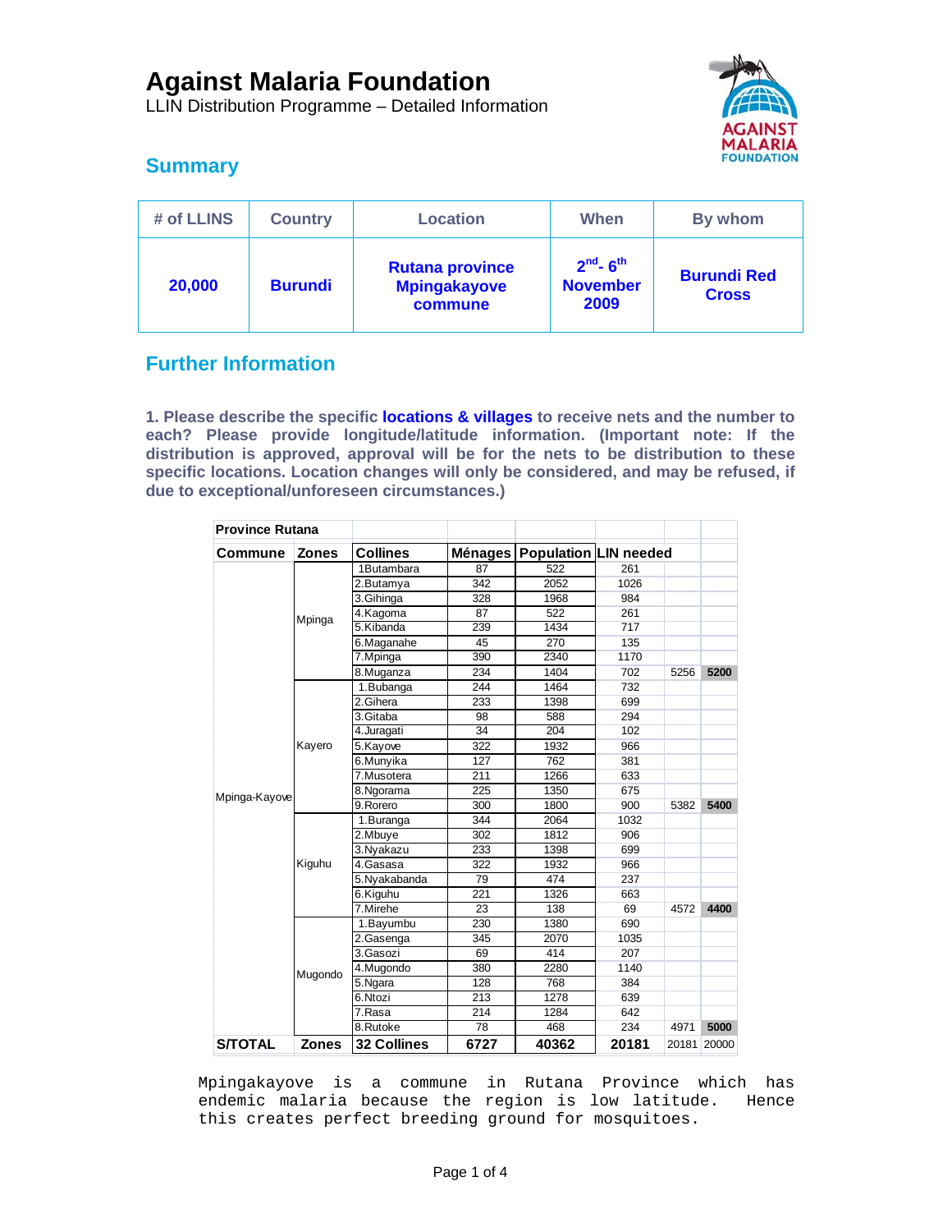# Against Malaria Foundation

LLIN Distribution Programme – Detailed Information

## Summary

| # of LLINS | Country | Location | When | By whom |
|---|---|---|---|---|
| **20,000** | **Burundi** | **Rutana province Mpingakayove commune** | **2nd- 6th November 2009** | **Burundi Red Cross** |

## Further Information

**1. Please describe the specific locations & villages to receive nets and the number to each? Please provide longitude/latitude information. (Important note: If the distribution is approved, approval will be for the nets to be distribution to these specific locations. Location changes will only be considered, and may be refused, if due to exceptional/unforeseen circumstances.)**

| **Province Rutana** | | | | | | | |
|---|---|---|---|---|---|---|---|
| **Commune** | **Zones** | **Collines** | **Ménages** | **Population** | **LIN needed** | | |
| Mpinga-Kayove | Mpinga | 1Butambara | 87 | 522 | 261 | | |
| | | 2.Butamya | 342 | 2052 | 1026 | | |
| | | 3.Gihinga | 328 | 1968 | 984 | | |
| | | 4.Kagoma | 87 | 522 | 261 | | |
| | | 5.Kibanda | 239 | 1434 | 717 | | |
| | | 6.Maganahe | 45 | 270 | 135 | | |
| | | 7.Mpinga | 390 | 2340 | 1170 | | |
| | | 8.Muganza | 234 | 1404 | 702 | 5256 | **5200** |
| | Kayero | 1.Bubanga | 244 | 1464 | 732 | | |
| | | 2.Gihera | 233 | 1398 | 699 | | |
| | | 3.Gitaba | 98 | 588 | 294 | | |
| | | 4.Juragati | 34 | 204 | 102 | | |
| | | 5.Kayove | 322 | 1932 | 966 | | |
| | | 6.Munyika | 127 | 762 | 381 | | |
| | | 7.Musotera | 211 | 1266 | 633 | | |
| | | 8.Ngorama | 225 | 1350 | 675 | | |
| | | 9.Rorero | 300 | 1800 | 900 | 5382 | **5400** |
| | Kiguhu | 1.Buranga | 344 | 2064 | 1032 | | |
| | | 2.Mbuye | 302 | 1812 | 906 | | |
| | | 3.Nyakazu | 233 | 1398 | 699 | | |
| | | 4.Gasasa | 322 | 1932 | 966 | | |
| | | 5.Nyakabanda | 79 | 474 | 237 | | |
| | | 6.Kiguhu | 221 | 1326 | 663 | | |
| | | 7.Mirehe | 23 | 138 | 69 | 4572 | **4400** |
| | Mugondo | 1.Bayumbu | 230 | 1380 | 690 | | |
| | | 2.Gasenga | 345 | 2070 | 1035 | | |
| | | 3.Gasozi | 69 | 414 | 207 | | |
| | | 4.Mugondo | 380 | 2280 | 1140 | | |
| | | 5.Ngara | 128 | 768 | 384 | | |
| | | 6.Ntozi | 213 | 1278 | 639 | | |
| | | 7.Rasa | 214 | 1284 | 642 | | |
| | | 8.Rutoke | 78 | 468 | 234 | 4971 | **5000** |
| **S/TOTAL** | **Zones** | **32 Collines** | **6727** | **40362** | **20181** | 20181 | 20000 |

Mpingakayove is a commune in Rutana Province which has endemic malaria because the region is low latitude. Hence this creates perfect breeding ground for mosquitoes.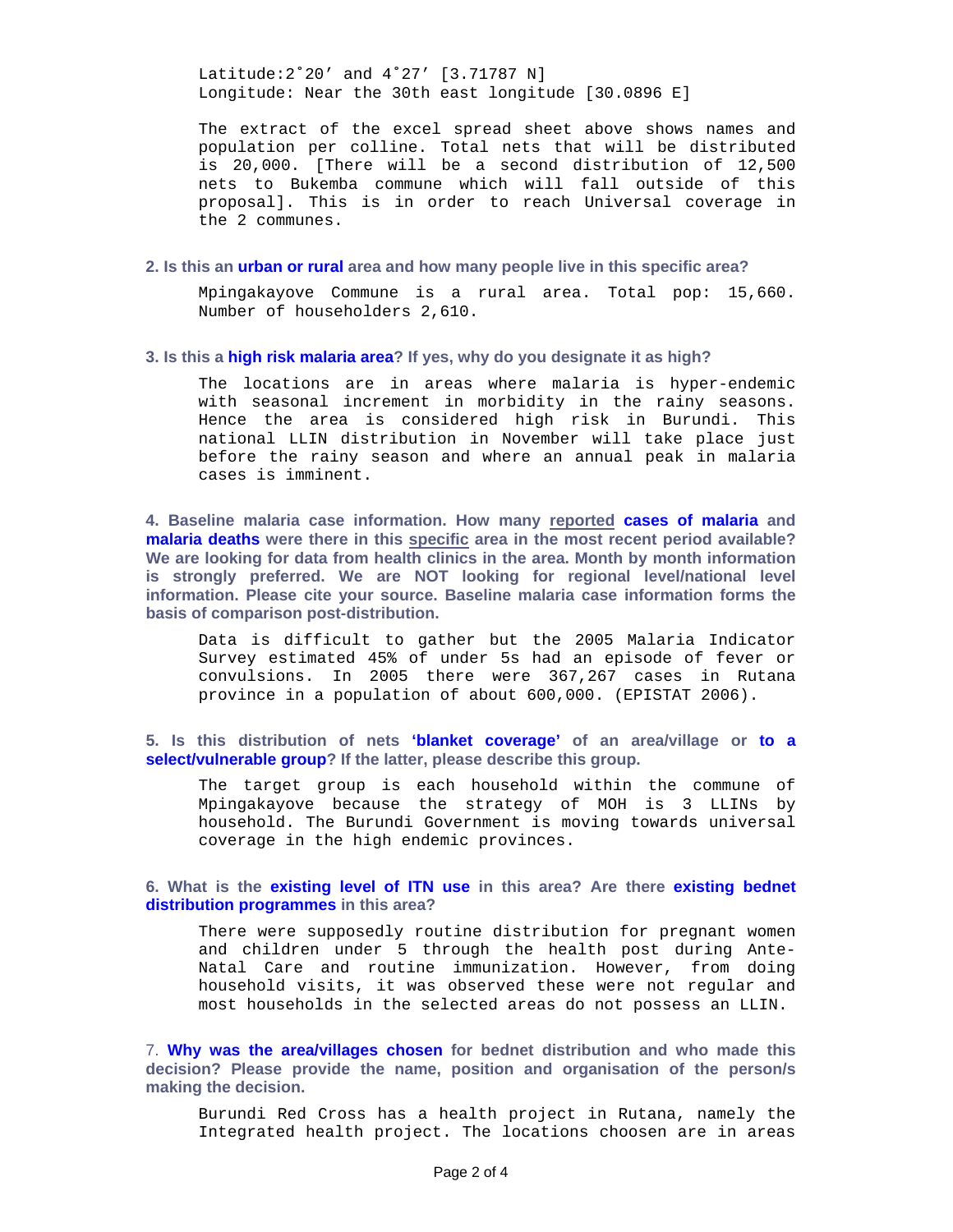Latitude:2˚20' and 4˚27' [3.71787 N]
Longitude: Near the 30th east longitude [30.0896 E]

The extract of the excel spread sheet above shows names and population per colline. Total nets that will be distributed is 20,000. [There will be a second distribution of 12,500 nets to Bukemba commune which will fall outside of this proposal]. This is in order to reach Universal coverage in the 2 communes.

**2. Is this an urban or rural area and how many people live in this specific area?**

Mpingakayove Commune is a rural area. Total pop: 15,660. Number of householders 2,610.

**3. Is this a high risk malaria area? If yes, why do you designate it as high?**

The locations are in areas where malaria is hyper-endemic with seasonal increment in morbidity in the rainy seasons. Hence the area is considered high risk in Burundi. This national LLIN distribution in November will take place just before the rainy season and where an annual peak in malaria cases is imminent.

**4. Baseline malaria case information. How many reported cases of malaria and malaria deaths were there in this specific area in the most recent period available? We are looking for data from health clinics in the area. Month by month information is strongly preferred. We are NOT looking for regional level/national level information. Please cite your source. Baseline malaria case information forms the basis of comparison post-distribution.**

Data is difficult to gather but the 2005 Malaria Indicator Survey estimated 45% of under 5s had an episode of fever or convulsions. In 2005 there were 367,267 cases in Rutana province in a population of about 600,000. (EPISTAT 2006).

**5. Is this distribution of nets 'blanket coverage' of an area/village or to a select/vulnerable group? If the latter, please describe this group.**

The target group is each household within the commune of Mpingakayove because the strategy of MOH is 3 LLINs by household. The Burundi Government is moving towards universal coverage in the high endemic provinces.

**6. What is the existing level of ITN use in this area? Are there existing bednet distribution programmes in this area?**

There were supposedly routine distribution for pregnant women and children under 5 through the health post during Ante-Natal Care and routine immunization. However, from doing household visits, it was observed these were not regular and most households in the selected areas do not possess an LLIN.

**7. Why was the area/villages chosen for bednet distribution and who made this decision? Please provide the name, position and organisation of the person/s making the decision.**

Burundi Red Cross has a health project in Rutana, namely the Integrated health project. The locations choosen are in areas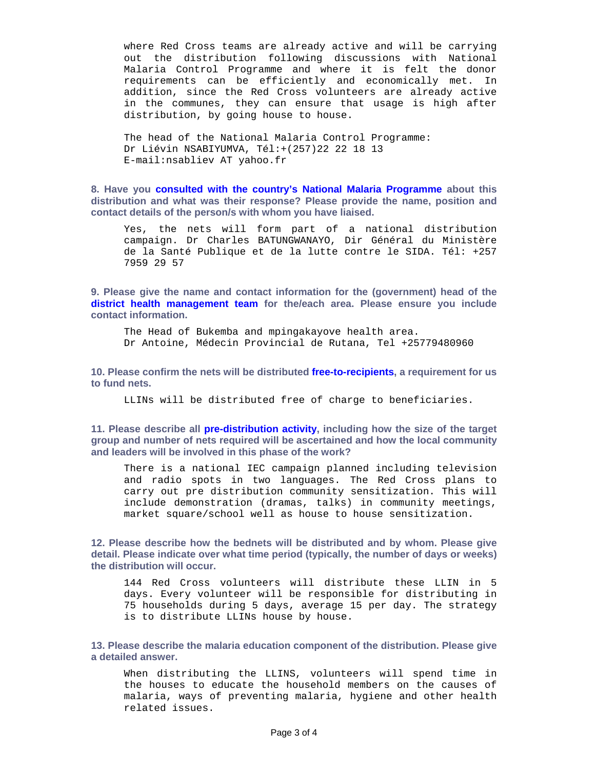where Red Cross teams are already active and will be carrying out the distribution following discussions with National Malaria Control Programme and where it is felt the donor requirements can be efficiently and economically met. In addition, since the Red Cross volunteers are already active in the communes, they can ensure that usage is high after distribution, by going house to house.

The head of the National Malaria Control Programme:
Dr Liévin NSABIYUMVA, Tél:+(257)22 22 18 13
E-mail:nsabliev AT yahoo.fr

**8. Have you consulted with the country's National Malaria Programme about this distribution and what was their response? Please provide the name, position and contact details of the person/s with whom you have liaised.**

Yes, the nets will form part of a national distribution campaign. Dr Charles BATUNGWANAYO, Dir Général du Ministère de la Santé Publique et de la lutte contre le SIDA. Tél: +257 7959 29 57

**9. Please give the name and contact information for the (government) head of the district health management team for the/each area. Please ensure you include contact information.**

The Head of Bukemba and mpingakayove health area.
Dr Antoine, Médecin Provincial de Rutana, Tel +25779480960

**10. Please confirm the nets will be distributed free-to-recipients, a requirement for us to fund nets.**

LLINs will be distributed free of charge to beneficiaries.

**11. Please describe all pre-distribution activity, including how the size of the target group and number of nets required will be ascertained and how the local community and leaders will be involved in this phase of the work?**

There is a national IEC campaign planned including television and radio spots in two languages. The Red Cross plans to carry out pre distribution community sensitization. This will include demonstration (dramas, talks) in community meetings, market square/school well as house to house sensitization.

**12. Please describe how the bednets will be distributed and by whom. Please give detail. Please indicate over what time period (typically, the number of days or weeks) the distribution will occur.**

144 Red Cross volunteers will distribute these LLIN in 5 days. Every volunteer will be responsible for distributing in 75 households during 5 days, average 15 per day. The strategy is to distribute LLINs house by house.

**13. Please describe the malaria education component of the distribution. Please give a detailed answer.**

When distributing the LLINS, volunteers will spend time in the houses to educate the household members on the causes of malaria, ways of preventing malaria, hygiene and other health related issues.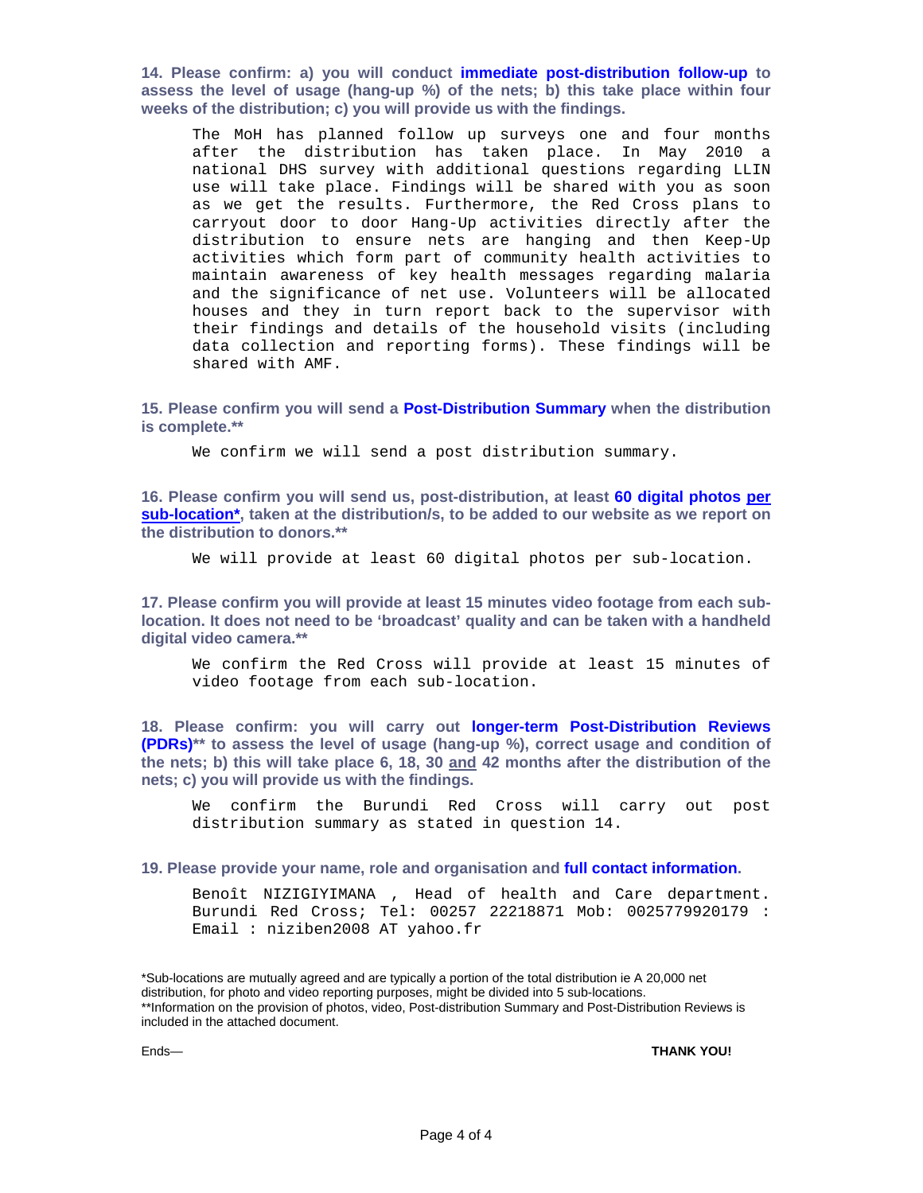**14. Please confirm: a) you will conduct immediate post-distribution follow-up to assess the level of usage (hang-up %) of the nets; b) this take place within four weeks of the distribution; c) you will provide us with the findings.**

The MoH has planned follow up surveys one and four months after the distribution has taken place. In May 2010 a national DHS survey with additional questions regarding LLIN use will take place. Findings will be shared with you as soon as we get the results. Furthermore, the Red Cross plans to carryout door to door Hang-Up activities directly after the distribution to ensure nets are hanging and then Keep-Up activities which form part of community health activities to maintain awareness of key health messages regarding malaria and the significance of net use. Volunteers will be allocated houses and they in turn report back to the supervisor with their findings and details of the household visits (including data collection and reporting forms). These findings will be shared with AMF.

**15. Please confirm you will send a Post-Distribution Summary when the distribution is complete.****

We confirm we will send a post distribution summary.

**16. Please confirm you will send us, post-distribution, at least 60 digital photos <u>per sub-location*</u>, taken at the distribution/s, to be added to our website as we report on the distribution to donors.****

We will provide at least 60 digital photos per sub-location.

**17. Please confirm you will provide at least 15 minutes video footage from each sub-location. It does not need to be 'broadcast' quality and can be taken with a handheld digital video camera.****

We confirm the Red Cross will provide at least 15 minutes of video footage from each sub-location.

**18. Please confirm: you will carry out longer-term Post-Distribution Reviews (PDRs)** to assess the level of usage (hang-up %), correct usage and condition of the nets; b) this will take place 6, 18, 30 <u>and</u> 42 months after the distribution of the nets; c) you will provide us with the findings.**

We confirm the Burundi Red Cross will carry out post distribution summary as stated in question 14.

**19. Please provide your name, role and organisation and full contact information.**

Benoît NIZIGIYIMANA , Head of health and Care department. Burundi Red Cross; Tel: 00257 22218871 Mob: 0025779920179 : Email : niziben2008 AT yahoo.fr

*Sub-locations are mutually agreed and are typically a portion of the total distribution ie A 20,000 net distribution, for photo and video reporting purposes, might be divided into 5 sub-locations.
**Information on the provision of photos, video, Post-distribution Summary and Post-Distribution Reviews is included in the attached document.

Ends— **THANK YOU!**